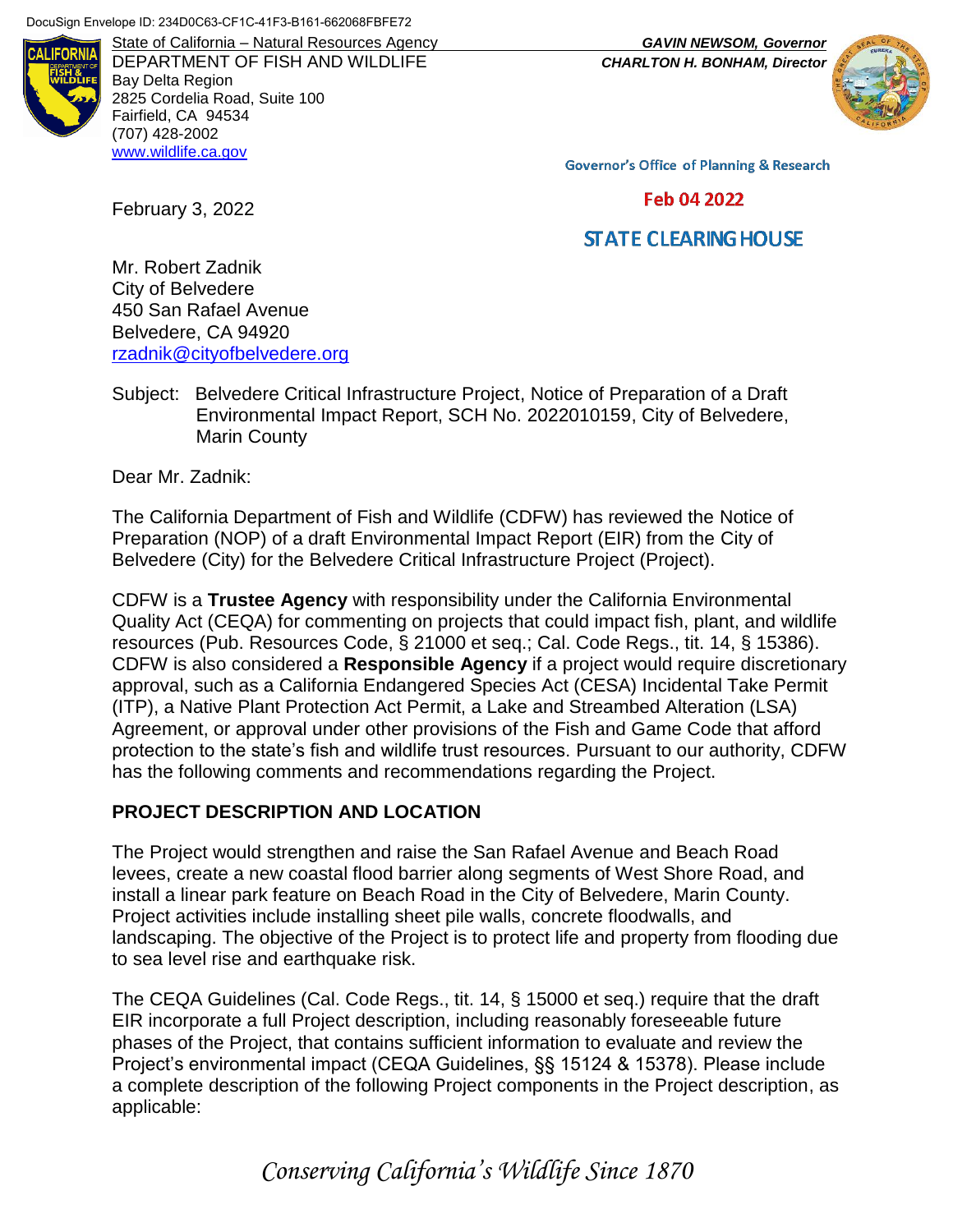DocuSign Envelope ID: 234D0C63-CF1C-41F3-B161-662068FBFE72

State of California – Natural Resources Agency
DEPARTMENT OF FISH AND WILDLIFE
Bay Delta Region
2825 Cordelia Road, Suite 100
Fairfield, CA 94534
(707) 428-2002
www.wildlife.ca.gov

***GAVIN NEWSOM, Governor***
***CHARLTON H. BONHAM, Director***

Governor's Office of Planning & Research

Feb 04 2022

STATE CLEARING HOUSE

February 3, 2022

Mr. Robert Zadnik
City of Belvedere
450 San Rafael Avenue
Belvedere, CA 94920
rzadnik@cityofbelvedere.org

Subject: Belvedere Critical Infrastructure Project, Notice of Preparation of a Draft Environmental Impact Report, SCH No. 2022010159, City of Belvedere, Marin County

Dear Mr. Zadnik:

The California Department of Fish and Wildlife (CDFW) has reviewed the Notice of Preparation (NOP) of a draft Environmental Impact Report (EIR) from the City of Belvedere (City) for the Belvedere Critical Infrastructure Project (Project).

CDFW is a **Trustee Agency** with responsibility under the California Environmental Quality Act (CEQA) for commenting on projects that could impact fish, plant, and wildlife resources (Pub. Resources Code, § 21000 et seq.; Cal. Code Regs., tit. 14, § 15386). CDFW is also considered a **Responsible Agency** if a project would require discretionary approval, such as a California Endangered Species Act (CESA) Incidental Take Permit (ITP), a Native Plant Protection Act Permit, a Lake and Streambed Alteration (LSA) Agreement, or approval under other provisions of the Fish and Game Code that afford protection to the state's fish and wildlife trust resources. Pursuant to our authority, CDFW has the following comments and recommendations regarding the Project.

## PROJECT DESCRIPTION AND LOCATION

The Project would strengthen and raise the San Rafael Avenue and Beach Road levees, create a new coastal flood barrier along segments of West Shore Road, and install a linear park feature on Beach Road in the City of Belvedere, Marin County. Project activities include installing sheet pile walls, concrete floodwalls, and landscaping. The objective of the Project is to protect life and property from flooding due to sea level rise and earthquake risk.

The CEQA Guidelines (Cal. Code Regs., tit. 14, § 15000 et seq.) require that the draft EIR incorporate a full Project description, including reasonably foreseeable future phases of the Project, that contains sufficient information to evaluate and review the Project's environmental impact (CEQA Guidelines, §§ 15124 & 15378). Please include a complete description of the following Project components in the Project description, as applicable:

*Conserving California's Wildlife Since 1870*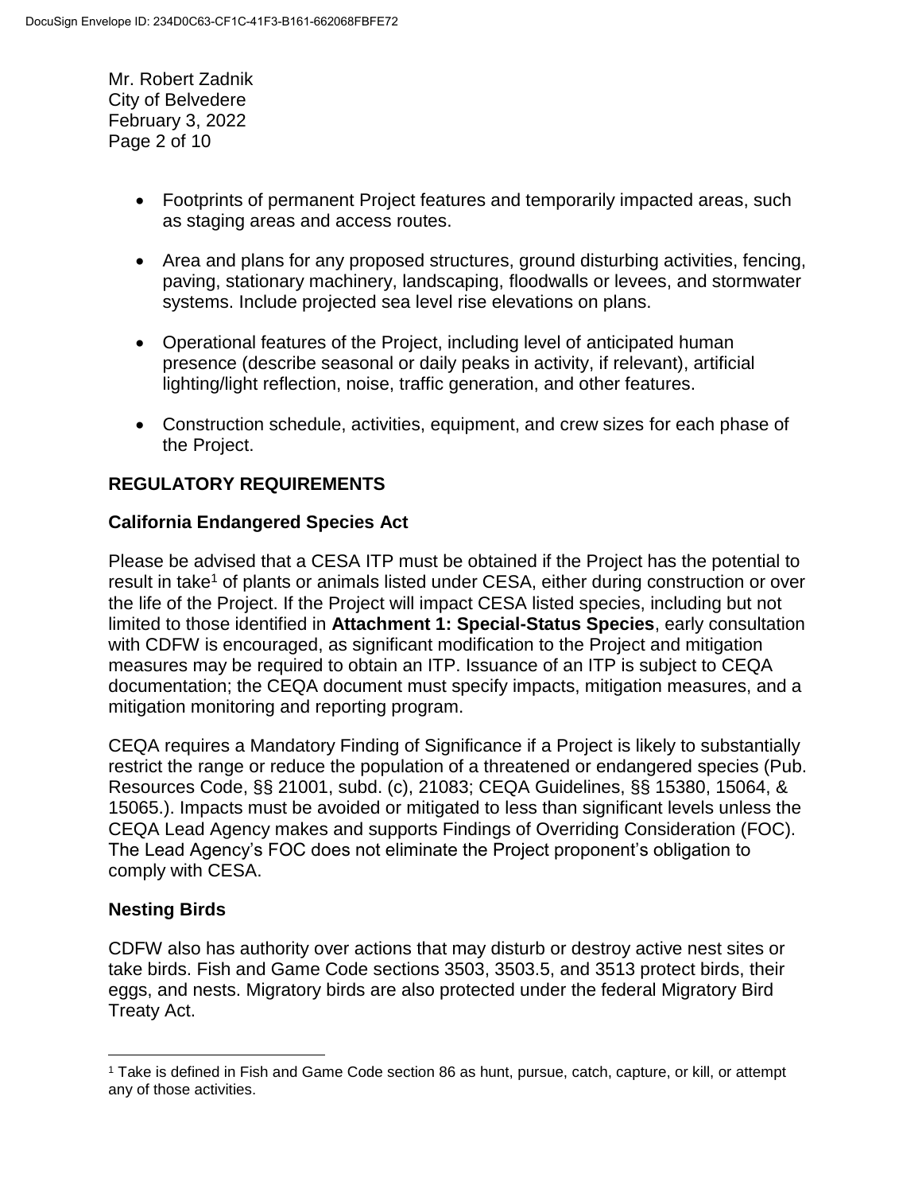- Footprints of permanent Project features and temporarily impacted areas, such as staging areas and access routes.
- Area and plans for any proposed structures, ground disturbing activities, fencing, paving, stationary machinery, landscaping, floodwalls or levees, and stormwater systems. Include projected sea level rise elevations on plans.
- Operational features of the Project, including level of anticipated human presence (describe seasonal or daily peaks in activity, if relevant), artificial lighting/light reflection, noise, traffic generation, and other features.
- Construction schedule, activities, equipment, and crew sizes for each phase of the Project.

## REGULATORY REQUIREMENTS

### California Endangered Species Act

Please be advised that a CESA ITP must be obtained if the Project has the potential to result in take[1] of plants or animals listed under CESA, either during construction or over the life of the Project. If the Project will impact CESA listed species, including but not limited to those identified in **Attachment 1: Special-Status Species**, early consultation with CDFW is encouraged, as significant modification to the Project and mitigation measures may be required to obtain an ITP. Issuance of an ITP is subject to CEQA documentation; the CEQA document must specify impacts, mitigation measures, and a mitigation monitoring and reporting program.

CEQA requires a Mandatory Finding of Significance if a Project is likely to substantially restrict the range or reduce the population of a threatened or endangered species (Pub. Resources Code, §§ 21001, subd. (c), 21083; CEQA Guidelines, §§ 15380, 15064, & 15065.). Impacts must be avoided or mitigated to less than significant levels unless the CEQA Lead Agency makes and supports Findings of Overriding Consideration (FOC). The Lead Agency's FOC does not eliminate the Project proponent's obligation to comply with CESA.

### Nesting Birds

CDFW also has authority over actions that may disturb or destroy active nest sites or take birds. Fish and Game Code sections 3503, 3503.5, and 3513 protect birds, their eggs, and nests. Migratory birds are also protected under the federal Migratory Bird Treaty Act.

[1] Take is defined in Fish and Game Code section 86 as hunt, pursue, catch, capture, or kill, or attempt any of those activities.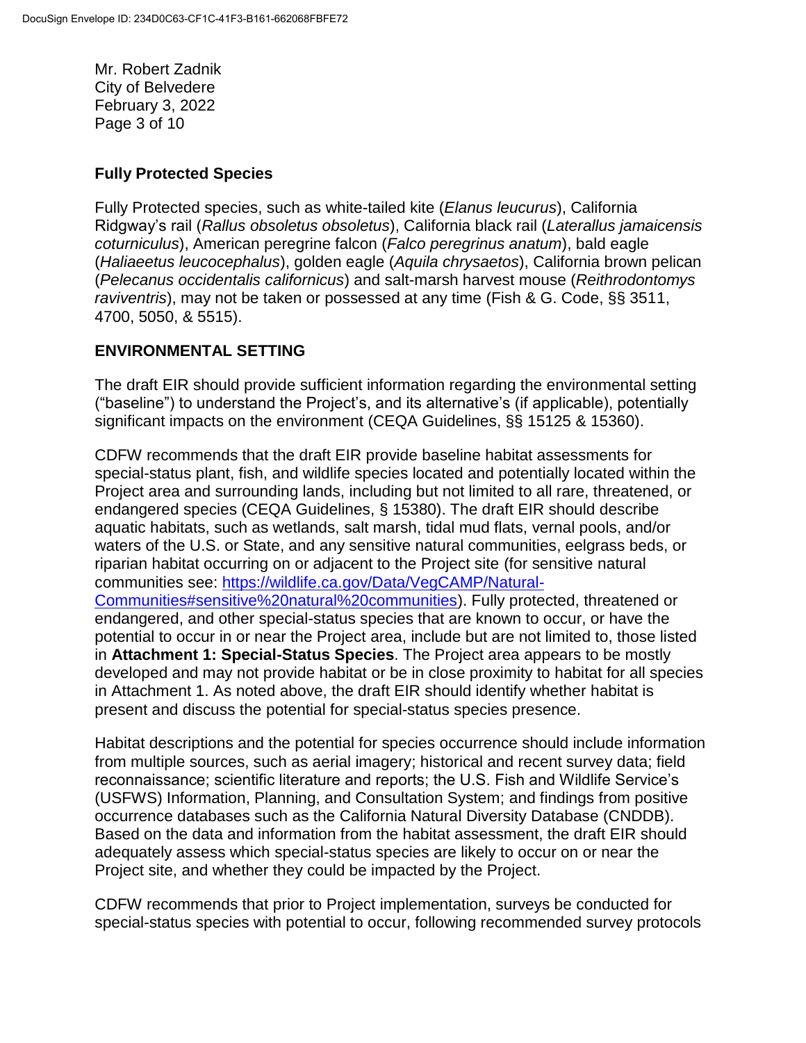## Fully Protected Species

Fully Protected species, such as white-tailed kite (*Elanus leucurus*), California Ridgway's rail (*Rallus obsoletus obsoletus*), California black rail (*Laterallus jamaicensis coturniculus*), American peregrine falcon (*Falco peregrinus anatum*), bald eagle (*Haliaeetus leucocephalus*), golden eagle (*Aquila chrysaetos*), California brown pelican (*Pelecanus occidentalis californicus*) and salt-marsh harvest mouse (*Reithrodontomys raviventris*), may not be taken or possessed at any time (Fish & G. Code, §§ 3511, 4700, 5050, & 5515).

## ENVIRONMENTAL SETTING

The draft EIR should provide sufficient information regarding the environmental setting ("baseline") to understand the Project's, and its alternative's (if applicable), potentially significant impacts on the environment (CEQA Guidelines, §§ 15125 & 15360).

CDFW recommends that the draft EIR provide baseline habitat assessments for special-status plant, fish, and wildlife species located and potentially located within the Project area and surrounding lands, including but not limited to all rare, threatened, or endangered species (CEQA Guidelines, § 15380). The draft EIR should describe aquatic habitats, such as wetlands, salt marsh, tidal mud flats, vernal pools, and/or waters of the U.S. or State, and any sensitive natural communities, eelgrass beds, or riparian habitat occurring on or adjacent to the Project site (for sensitive natural communities see: [https://wildlife.ca.gov/Data/VegCAMP/Natural-Communities#sensitive%20natural%20communities](https://wildlife.ca.gov/Data/VegCAMP/Natural-Communities#sensitive%20natural%20communities)). Fully protected, threatened or endangered, and other special-status species that are known to occur, or have the potential to occur in or near the Project area, include but are not limited to, those listed in **Attachment 1: Special-Status Species**. The Project area appears to be mostly developed and may not provide habitat or be in close proximity to habitat for all species in Attachment 1. As noted above, the draft EIR should identify whether habitat is present and discuss the potential for special-status species presence.

Habitat descriptions and the potential for species occurrence should include information from multiple sources, such as aerial imagery; historical and recent survey data; field reconnaissance; scientific literature and reports; the U.S. Fish and Wildlife Service's (USFWS) Information, Planning, and Consultation System; and findings from positive occurrence databases such as the California Natural Diversity Database (CNDDB). Based on the data and information from the habitat assessment, the draft EIR should adequately assess which special-status species are likely to occur on or near the Project site, and whether they could be impacted by the Project.

CDFW recommends that prior to Project implementation, surveys be conducted for special-status species with potential to occur, following recommended survey protocols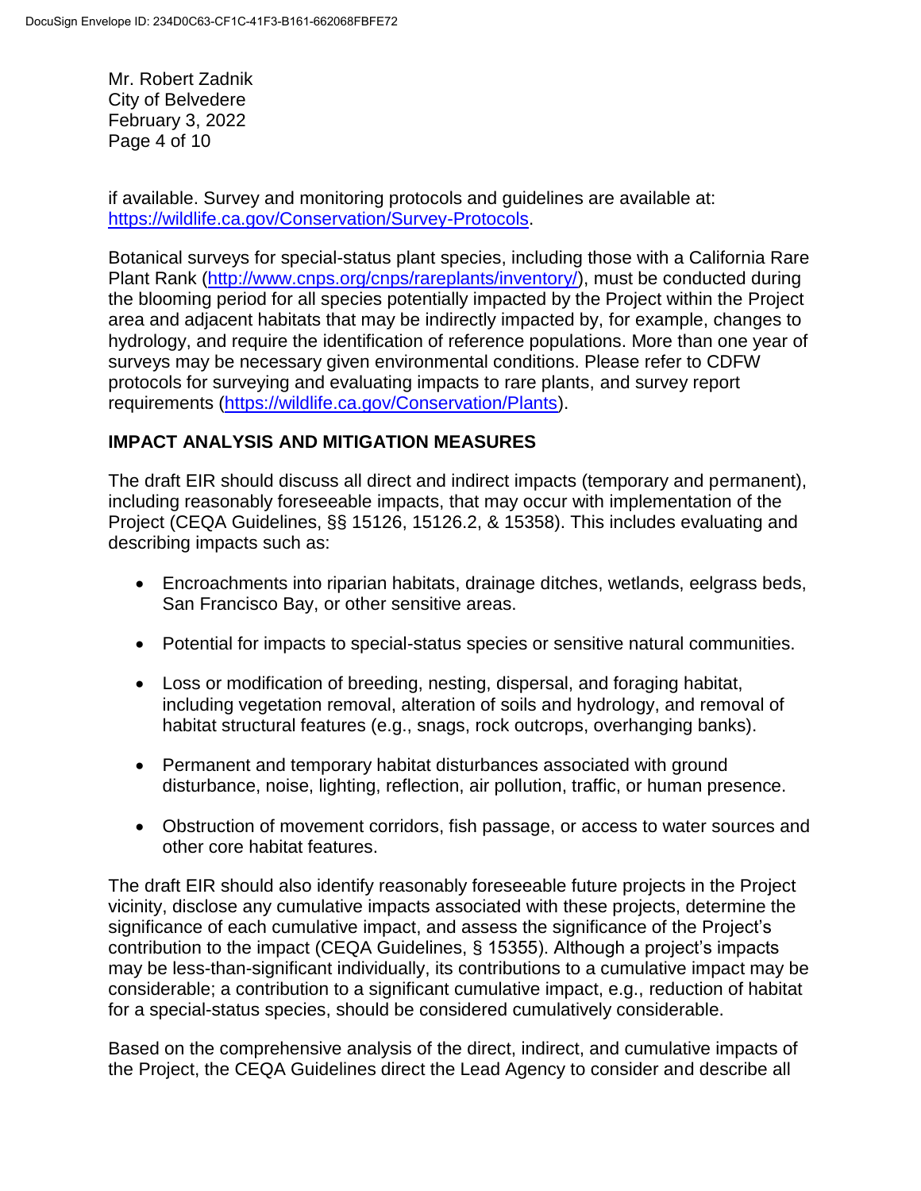if available. Survey and monitoring protocols and guidelines are available at: https://wildlife.ca.gov/Conservation/Survey-Protocols.

Botanical surveys for special-status plant species, including those with a California Rare Plant Rank (http://www.cnps.org/cnps/rareplants/inventory/), must be conducted during the blooming period for all species potentially impacted by the Project within the Project area and adjacent habitats that may be indirectly impacted by, for example, changes to hydrology, and require the identification of reference populations. More than one year of surveys may be necessary given environmental conditions. Please refer to CDFW protocols for surveying and evaluating impacts to rare plants, and survey report requirements (https://wildlife.ca.gov/Conservation/Plants).

## IMPACT ANALYSIS AND MITIGATION MEASURES

The draft EIR should discuss all direct and indirect impacts (temporary and permanent), including reasonably foreseeable impacts, that may occur with implementation of the Project (CEQA Guidelines, §§ 15126, 15126.2, & 15358). This includes evaluating and describing impacts such as:

- Encroachments into riparian habitats, drainage ditches, wetlands, eelgrass beds, San Francisco Bay, or other sensitive areas.
- Potential for impacts to special-status species or sensitive natural communities.
- Loss or modification of breeding, nesting, dispersal, and foraging habitat, including vegetation removal, alteration of soils and hydrology, and removal of habitat structural features (e.g., snags, rock outcrops, overhanging banks).
- Permanent and temporary habitat disturbances associated with ground disturbance, noise, lighting, reflection, air pollution, traffic, or human presence.
- Obstruction of movement corridors, fish passage, or access to water sources and other core habitat features.

The draft EIR should also identify reasonably foreseeable future projects in the Project vicinity, disclose any cumulative impacts associated with these projects, determine the significance of each cumulative impact, and assess the significance of the Project's contribution to the impact (CEQA Guidelines, § 15355). Although a project's impacts may be less-than-significant individually, its contributions to a cumulative impact may be considerable; a contribution to a significant cumulative impact, e.g., reduction of habitat for a special-status species, should be considered cumulatively considerable.

Based on the comprehensive analysis of the direct, indirect, and cumulative impacts of the Project, the CEQA Guidelines direct the Lead Agency to consider and describe all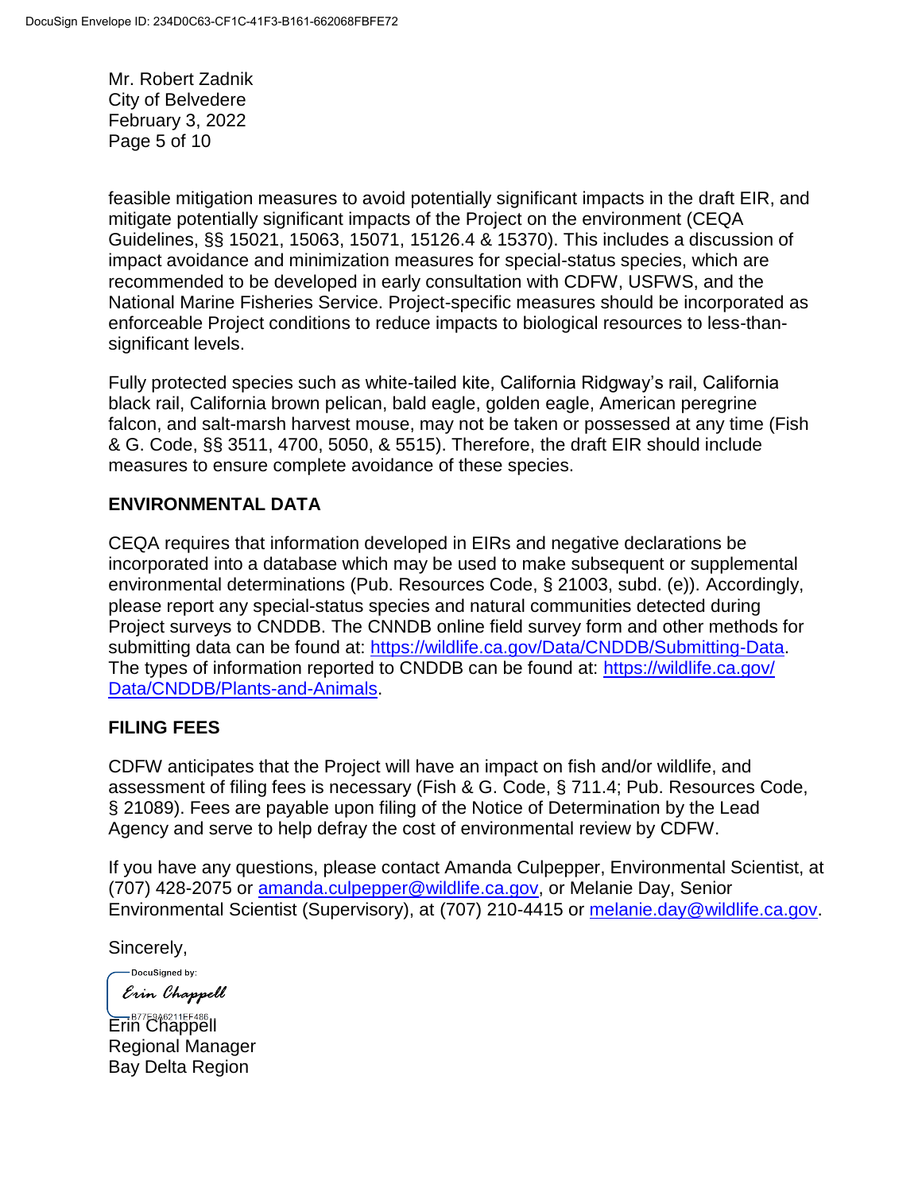feasible mitigation measures to avoid potentially significant impacts in the draft EIR, and mitigate potentially significant impacts of the Project on the environment (CEQA Guidelines, §§ 15021, 15063, 15071, 15126.4 & 15370). This includes a discussion of impact avoidance and minimization measures for special-status species, which are recommended to be developed in early consultation with CDFW, USFWS, and the National Marine Fisheries Service. Project-specific measures should be incorporated as enforceable Project conditions to reduce impacts to biological resources to less-than-significant levels.

Fully protected species such as white-tailed kite, California Ridgway's rail, California black rail, California brown pelican, bald eagle, golden eagle, American peregrine falcon, and salt-marsh harvest mouse, may not be taken or possessed at any time (Fish & G. Code, §§ 3511, 4700, 5050, & 5515). Therefore, the draft EIR should include measures to ensure complete avoidance of these species.

## ENVIRONMENTAL DATA

CEQA requires that information developed in EIRs and negative declarations be incorporated into a database which may be used to make subsequent or supplemental environmental determinations (Pub. Resources Code, § 21003, subd. (e)). Accordingly, please report any special-status species and natural communities detected during Project surveys to CNDDB. The CNNDB online field survey form and other methods for submitting data can be found at: https://wildlife.ca.gov/Data/CNDDB/Submitting-Data. The types of information reported to CNDDB can be found at: https://wildlife.ca.gov/Data/CNDDB/Plants-and-Animals.

## FILING FEES

CDFW anticipates that the Project will have an impact on fish and/or wildlife, and assessment of filing fees is necessary (Fish & G. Code, § 711.4; Pub. Resources Code, § 21089). Fees are payable upon filing of the Notice of Determination by the Lead Agency and serve to help defray the cost of environmental review by CDFW.

If you have any questions, please contact Amanda Culpepper, Environmental Scientist, at (707) 428-2075 or amanda.culpepper@wildlife.ca.gov, or Melanie Day, Senior Environmental Scientist (Supervisory), at (707) 210-4415 or melanie.day@wildlife.ca.gov.

Sincerely,

DocuSigned by:
*Erin Chappell*
B77E9A6211EF486

Erin Chappell
Regional Manager
Bay Delta Region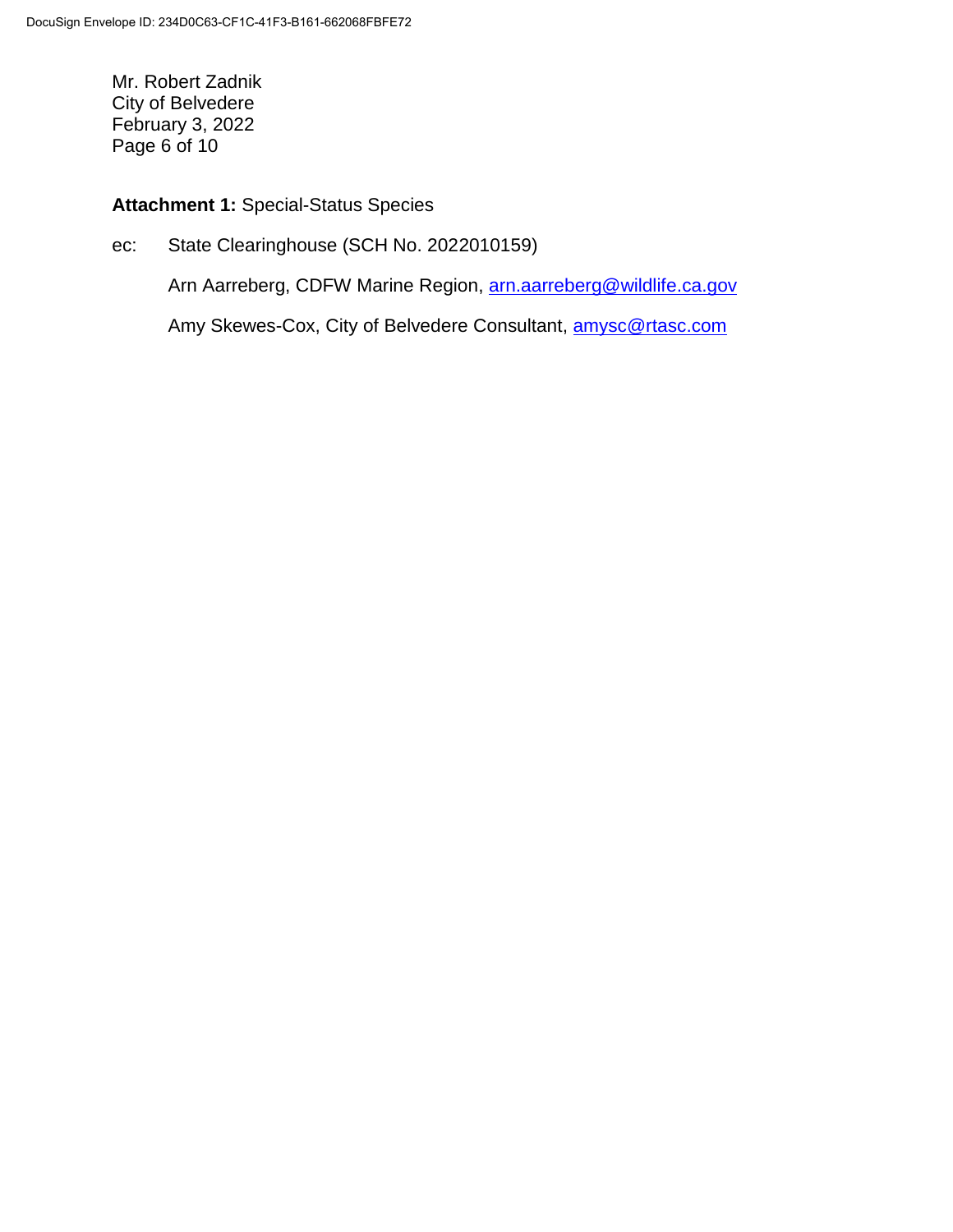**Attachment 1:** Special-Status Species

ec: State Clearinghouse (SCH No. 2022010159)

Arn Aarreberg, CDFW Marine Region, arn.aarreberg@wildlife.ca.gov

Amy Skewes-Cox, City of Belvedere Consultant, amysc@rtasc.com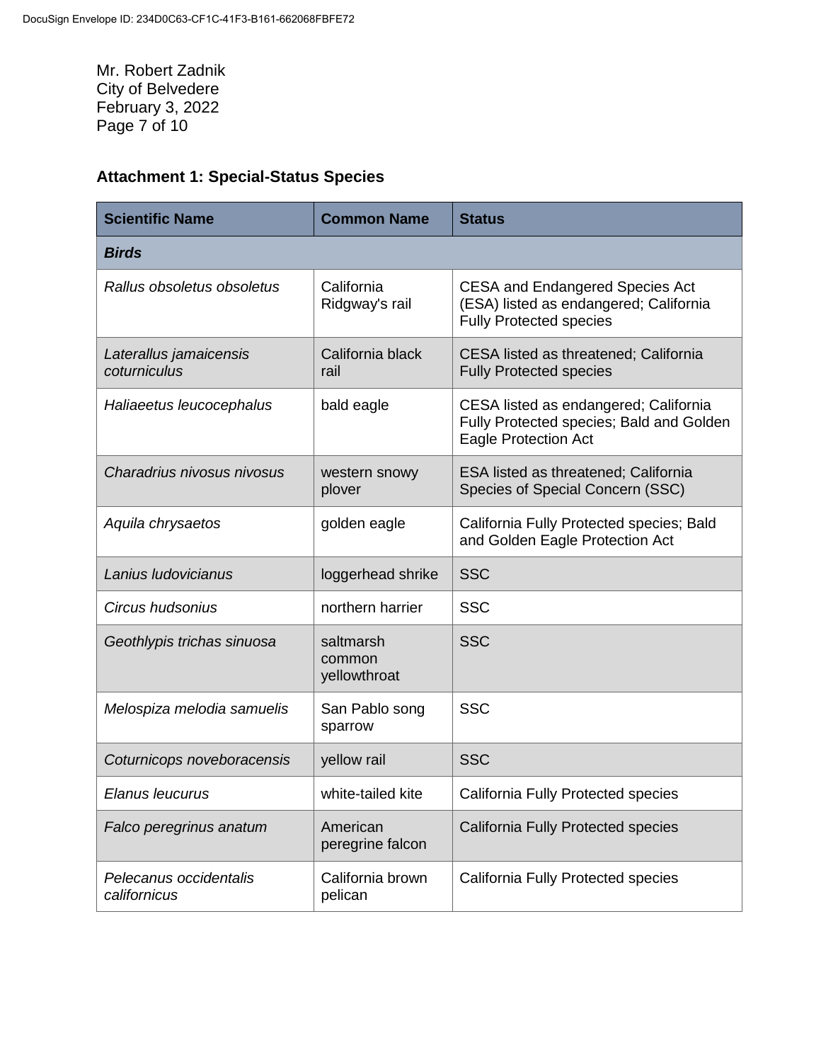Mr. Robert Zadnik
City of Belvedere
February 3, 2022

### Attachment 1: Special-Status Species

| Scientific Name | Common Name | Status |
|---|---|---|
| ***Birds*** | | |
| *Rallus obsoletus obsoletus* | California Ridgway's rail | CESA and Endangered Species Act (ESA) listed as endangered; California Fully Protected species |
| *Laterallus jamaicensis coturniculus* | California black rail | CESA listed as threatened; California Fully Protected species |
| *Haliaeetus leucocephalus* | bald eagle | CESA listed as endangered; California Fully Protected species; Bald and Golden Eagle Protection Act |
| *Charadrius nivosus nivosus* | western snowy plover | ESA listed as threatened; California Species of Special Concern (SSC) |
| *Aquila chrysaetos* | golden eagle | California Fully Protected species; Bald and Golden Eagle Protection Act |
| *Lanius ludovicianus* | loggerhead shrike | SSC |
| *Circus hudsonius* | northern harrier | SSC |
| *Geothlypis trichas sinuosa* | saltmarsh common yellowthroat | SSC |
| *Melospiza melodia samuelis* | San Pablo song sparrow | SSC |
| *Coturnicops noveboracensis* | yellow rail | SSC |
| *Elanus leucurus* | white-tailed kite | California Fully Protected species |
| *Falco peregrinus anatum* | American peregrine falcon | California Fully Protected species |
| *Pelecanus occidentalis californicus* | California brown pelican | California Fully Protected species |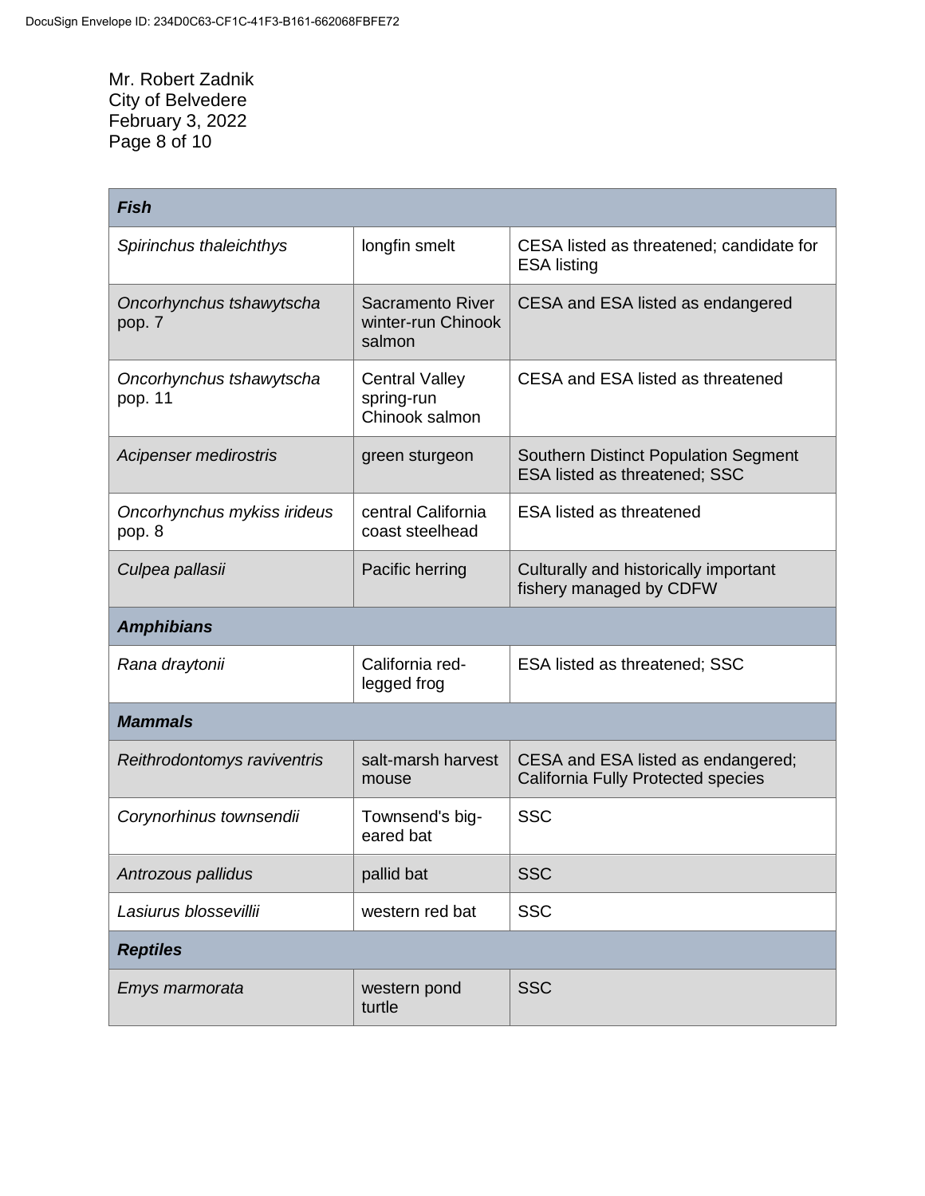| ***Fish*** | | |
|---|---|---|
| *Spirinchus thaleichthys* | longfin smelt | CESA listed as threatened; candidate for ESA listing |
| *Oncorhynchus tshawytscha* pop. 7 | Sacramento River winter-run Chinook salmon | CESA and ESA listed as endangered |
| *Oncorhynchus tshawytscha* pop. 11 | Central Valley spring-run Chinook salmon | CESA and ESA listed as threatened |
| *Acipenser medirostris* | green sturgeon | Southern Distinct Population Segment ESA listed as threatened; SSC |
| *Oncorhynchus mykiss irideus* pop. 8 | central California coast steelhead | ESA listed as threatened |
| *Culpea pallasii* | Pacific herring | Culturally and historically important fishery managed by CDFW |
| ***Amphibians*** | | |
| *Rana draytonii* | California red-legged frog | ESA listed as threatened; SSC |
| ***Mammals*** | | |
| *Reithrodontomys raviventris* | salt-marsh harvest mouse | CESA and ESA listed as endangered; California Fully Protected species |
| *Corynorhinus townsendii* | Townsend's big-eared bat | SSC |
| *Antrozous pallidus* | pallid bat | SSC |
| *Lasiurus blossevillii* | western red bat | SSC |
| ***Reptiles*** | | |
| *Emys marmorata* | western pond turtle | SSC |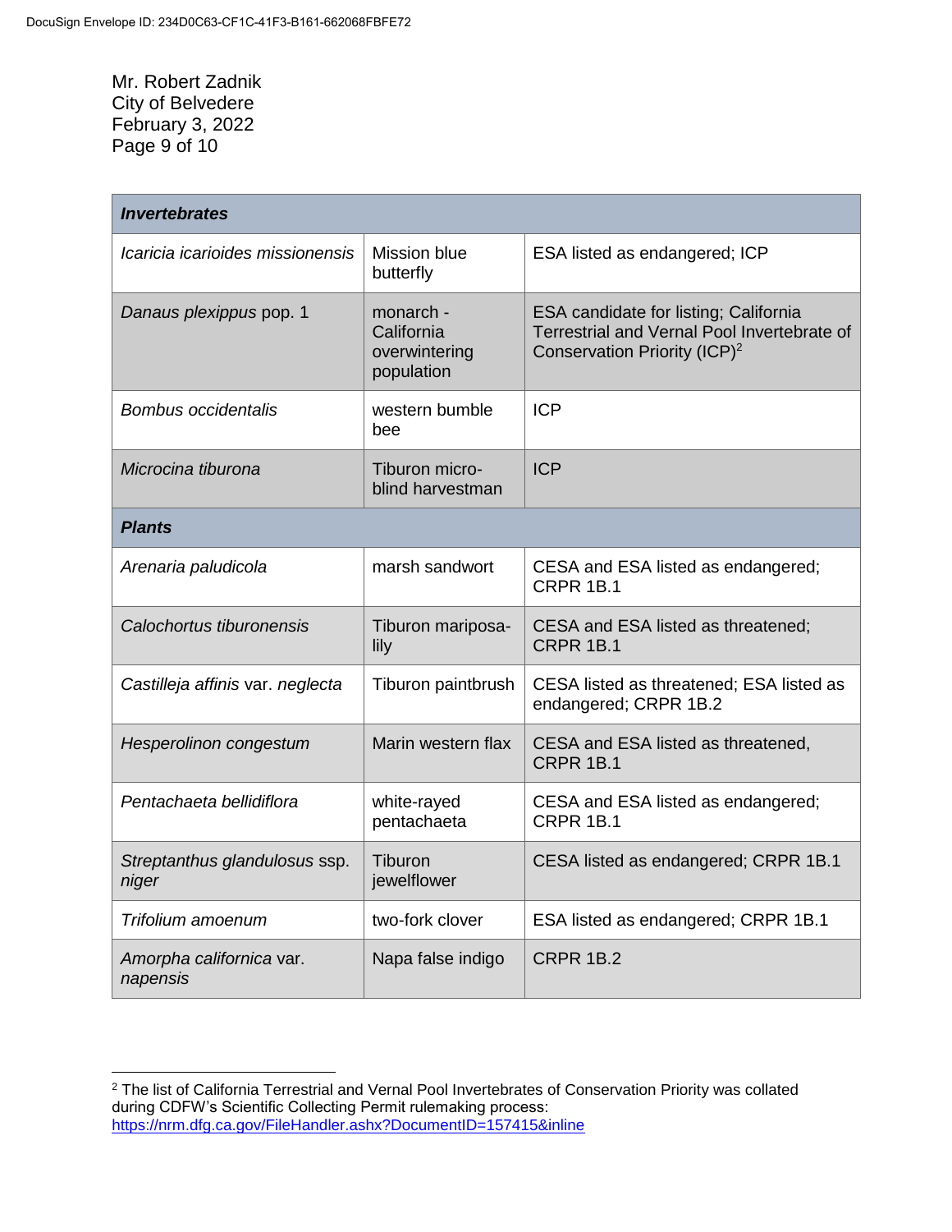| *Invertebrates* | | |
|---|---|---|
| *Icaricia icarioides missionensis* | Mission blue butterfly | ESA listed as endangered; ICP |
| *Danaus plexippus* pop. 1 | monarch - California overwintering population | ESA candidate for listing; California Terrestrial and Vernal Pool Invertebrate of Conservation Priority (ICP)[2] |
| *Bombus occidentalis* | western bumble bee | ICP |
| *Microcina tiburona* | Tiburon micro-blind harvestman | ICP |
| ***Plants*** | | |
| *Arenaria paludicola* | marsh sandwort | CESA and ESA listed as endangered; CRPR 1B.1 |
| *Calochortus tiburonensis* | Tiburon mariposa-lily | CESA and ESA listed as threatened; CRPR 1B.1 |
| *Castilleja affinis* var. *neglecta* | Tiburon paintbrush | CESA listed as threatened; ESA listed as endangered; CRPR 1B.2 |
| *Hesperolinon congestum* | Marin western flax | CESA and ESA listed as threatened, CRPR 1B.1 |
| *Pentachaeta bellidiflora* | white-rayed pentachaeta | CESA and ESA listed as endangered; CRPR 1B.1 |
| *Streptanthus glandulosus* ssp. *niger* | Tiburon jewelflower | CESA listed as endangered; CRPR 1B.1 |
| *Trifolium amoenum* | two-fork clover | ESA listed as endangered; CRPR 1B.1 |
| *Amorpha californica* var. *napensis* | Napa false indigo | CRPR 1B.2 |

[2] The list of California Terrestrial and Vernal Pool Invertebrates of Conservation Priority was collated during CDFW's Scientific Collecting Permit rulemaking process: https://nrm.dfg.ca.gov/FileHandler.ashx?DocumentID=157415&inline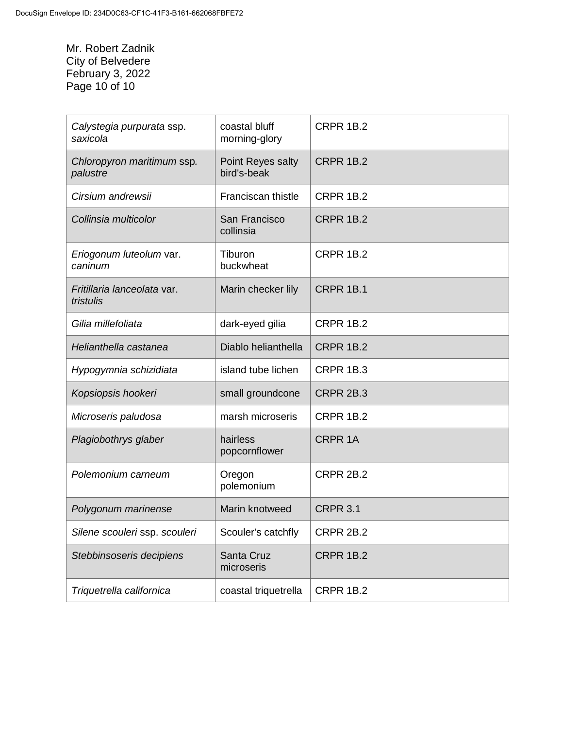Mr. Robert Zadnik
City of Belvedere
February 3, 2022

| | | |
|---|---|---|
| *Calystegia purpurata* ssp. *saxicola* | coastal bluff morning-glory | CRPR 1B.2 |
| *Chloropyron maritimum* ssp. *palustre* | Point Reyes salty bird's-beak | CRPR 1B.2 |
| *Cirsium andrewsii* | Franciscan thistle | CRPR 1B.2 |
| *Collinsia multicolor* | San Francisco collinsia | CRPR 1B.2 |
| *Eriogonum luteolum* var. *caninum* | Tiburon buckwheat | CRPR 1B.2 |
| *Fritillaria lanceolata* var. *tristulis* | Marin checker lily | CRPR 1B.1 |
| *Gilia millefoliata* | dark-eyed gilia | CRPR 1B.2 |
| *Helianthella castanea* | Diablo helianthella | CRPR 1B.2 |
| *Hypogymnia schizidiata* | island tube lichen | CRPR 1B.3 |
| *Kopsiopsis hookeri* | small groundcone | CRPR 2B.3 |
| *Microseris paludosa* | marsh microseris | CRPR 1B.2 |
| *Plagiobothrys glaber* | hairless popcornflower | CRPR 1A |
| *Polemonium carneum* | Oregon polemonium | CRPR 2B.2 |
| *Polygonum marinense* | Marin knotweed | CRPR 3.1 |
| *Silene scouleri* ssp. *scouleri* | Scouler's catchfly | CRPR 2B.2 |
| *Stebbinsoseris decipiens* | Santa Cruz microseris | CRPR 1B.2 |
| *Triquetrella californica* | coastal triquetrella | CRPR 1B.2 |